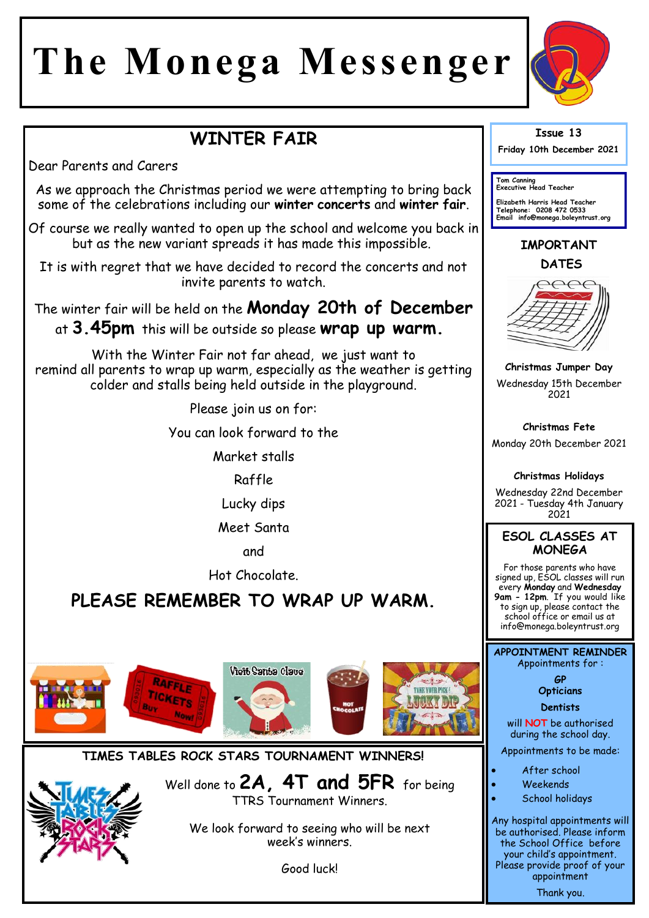# The Monega Messenger

## WINTER FAIR

Dear Parents and Carers

As we approach the Christmas period we were attempting to bring back some of the celebrations including our **winter concerts** and **winter fair**.

Of course we really wanted to open up the school and welcome you back in but as the new variant spreads it has made this impossible.

It is with regret that we have decided to record the concerts and not invite parents to watch.

The winter fair will be held on the **Monday 20th of December** at **3.45pm** this will be outside so please **wrap up warm.**

With the Winter Fair not far ahead, we just want to remind all parents to wrap up warm, especially as the weather is getting colder and stalls being held outside in the playground.

Please join us on for:

You can look forward to the

Market stalls

Raffle

Lucky dips

Meet Santa

and

Hot Chocolate.

**PLEASE REMEMBER TO WRAP UP WARM.**

## TIMES TABLES ROCK STARS TOURNAMENT WINNERS!

Well done to **2A, 4T and 5FR** for being TTRS Tournament Winners.

We look forward to seeing who will be next week's winners.

Good luck!

---

**Issue 13**

**Friday 10th December 2021**

Tom Canning
Executive Head Teacher

Elizabeth Harris Head Teacher
Telephone: 0208 472 0533
Email info@monega.boleyntrust.org

### IMPORTANT DATES

**Christmas Jumper Day**
Wednesday 15th December 2021

**Christmas Fete**
Monday 20th December 2021

**Christmas Holidays**
Wednesday 22nd December 2021 - Tuesday 4th January 2021

### ESOL CLASSES AT MONEGA

For those parents who have signed up, ESOL classes will run every **Monday** and **Wednesday** **9am - 12pm**. If you would like to sign up, please contact the school office or email us at info@monega.boleyntrust.org

### APPOINTMENT REMINDER

Appointments for :

**GP**
**Opticians**
**Dentists**

will **NOT** be authorised during the school day.

Appointments to be made:

- After school
- Weekends
- School holidays

Any hospital appointments will be authorised. Please inform the School Office before your child's appointment. Please provide proof of your appointment

Thank you.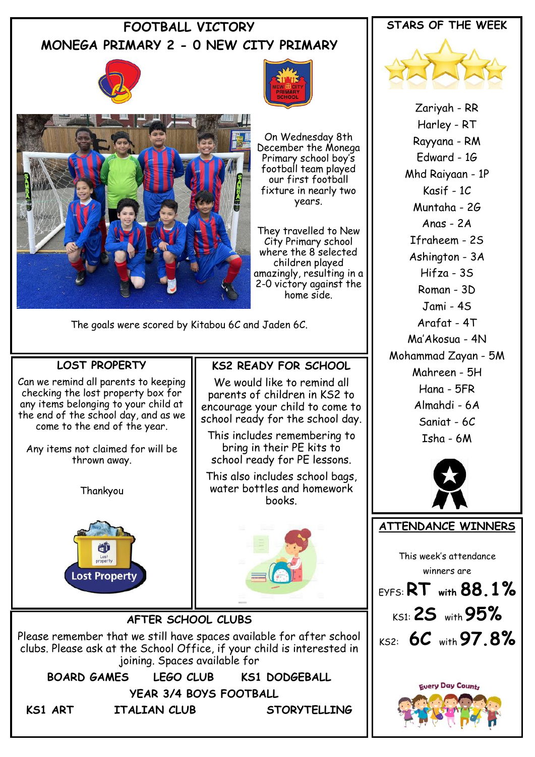## FOOTBALL VICTORY

## MONEGA PRIMARY 2 - 0 NEW CITY PRIMARY

On Wednesday 8th December the Monega Primary school boy's football team played our first football fixture in nearly two years.

They travelled to New City Primary school where the 8 selected children played amazingly, resulting in a 2-0 victory against the home side.

The goals were scored by Kitabou 6C and Jaden 6C.

## LOST PROPERTY

Can we remind all parents to keeping checking the lost property box for any items belonging to your child at the end of the school day, and as we come to the end of the year.

Any items not claimed for will be thrown away.

Thankyou

## KS2 READY FOR SCHOOL

We would like to remind all parents of children in KS2 to encourage your child to come to school ready for the school day.

This includes remembering to bring in their PE kits to school ready for PE lessons.

This also includes school bags, water bottles and homework books.

## AFTER SCHOOL CLUBS

Please remember that we still have spaces available for after school clubs. Please ask at the School Office, if your child is interested in joining. Spaces available for

**BOARD GAMES** **LEGO CLUB** **KS1 DODGEBALL**

**YEAR 3/4 BOYS FOOTBALL**

**KS1 ART** **ITALIAN CLUB** **STORYTELLING**

## STARS OF THE WEEK

Zariyah - RR
Harley - RT
Rayyana - RM
Edward - 1G
Mhd Raiyaan - 1P
Kasif - 1C
Muntaha - 2G
Anas - 2A
Ifraheem - 2S
Ashington - 3A
Hifza - 3S
Roman - 3D
Jami - 4S
Arafat - 4T
Ma'Akosua - 4N
Mohammad Zayan - 5M
Mahreen - 5H
Hana - 5FR
Almahdi - 6A
Saniat - 6C
Isha - 6M

## ATTENDANCE WINNERS

This week's attendance winners are

EYFS: **RT** with **88.1%**

KS1: **2S** with **95%**

KS2: **6C** with **97.8%**

Every Day Counts